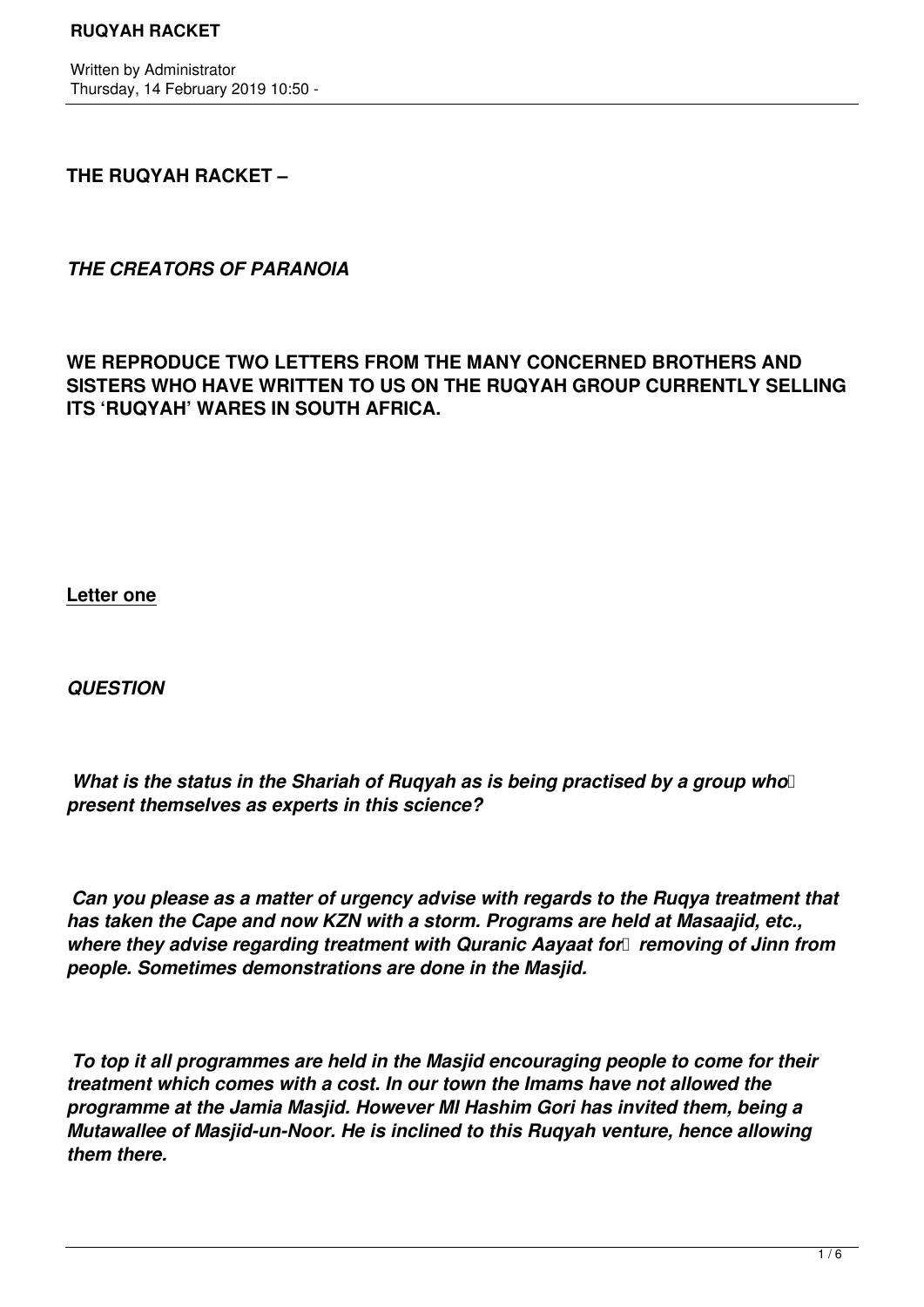**THE RUQYAH RACKET –**

***THE CREATORS OF PARANOIA***

**WE REPRODUCE TWO LETTERS FROM THE MANY CONCERNED BROTHERS AND SISTERS WHO HAVE WRITTEN TO US ON THE RUQYAH GROUP CURRENTLY SELLING ITS 'RUQYAH' WARES IN SOUTH AFRICA.**

**Letter one**

***QUESTION***

***What is the status in the Shariah of Ruqyah as is being practised by a group who present themselves as experts in this science?***

***Can you please as a matter of urgency advise with regards to the Ruqya treatment that has taken the Cape and now KZN with a storm. Programs are held at Masaajid, etc., where they advise regarding treatment with Quranic Aayaat for removing of Jinn from people. Sometimes demonstrations are done in the Masjid.***

***To top it all programmes are held in the Masjid encouraging people to come for their treatment which comes with a cost. In our town the Imams have not allowed the programme at the Jamia Masjid. However Ml Hashim Gori has invited them, being a Mutawallee of Masjid-un-Noor. He is inclined to this Ruqyah venture, hence allowing them there.***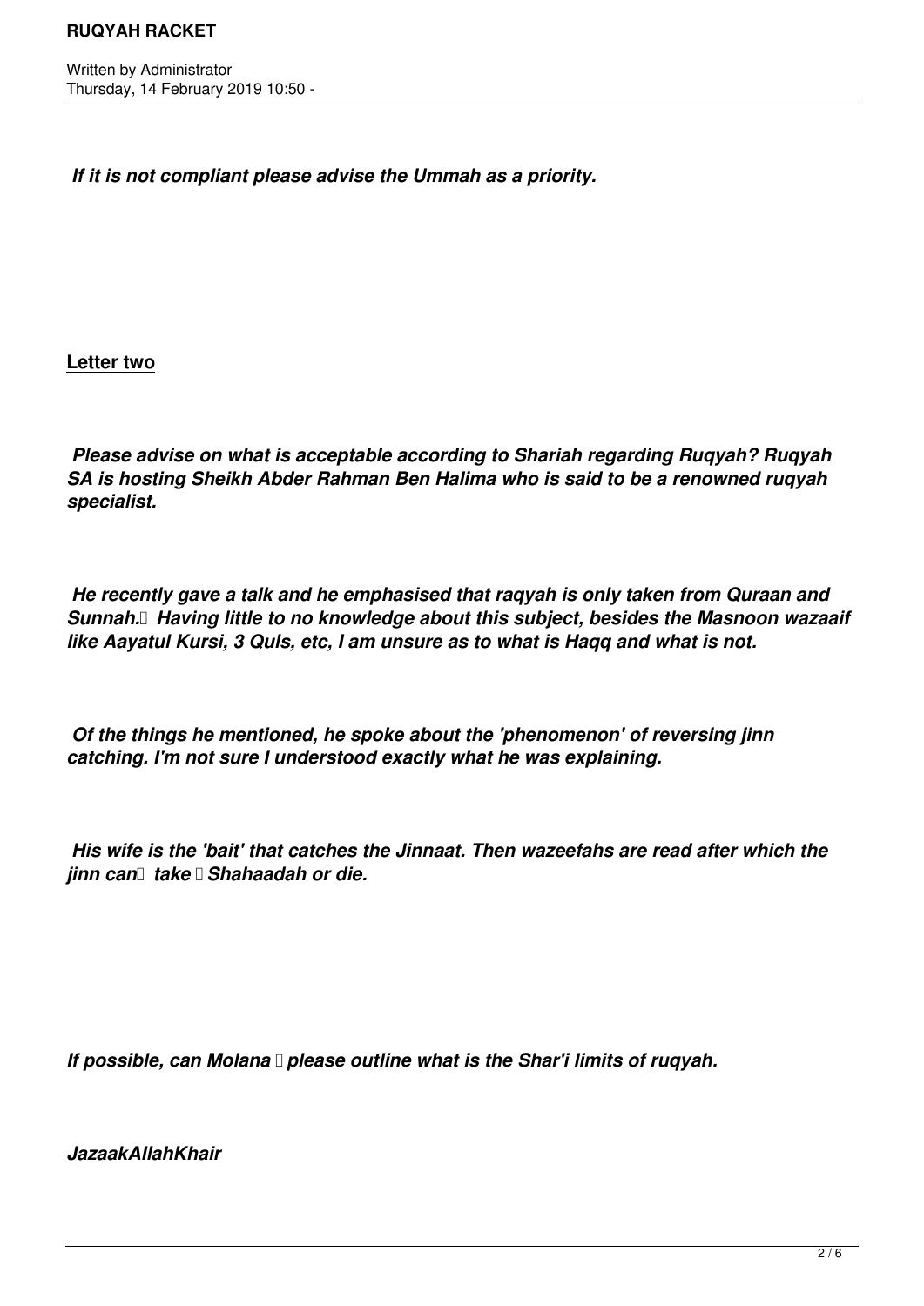*If it is not compliant please advise the Ummah as a priority.*

**Letter two**

***Please advise on what is acceptable according to Shariah regarding Ruqyah? Ruqyah SA is hosting Sheikh Abder Rahman Ben Halima who is said to be a renowned ruqyah specialist.***

***He recently gave a talk and he emphasised that raqyah is only taken from Quraan and Sunnah. Having little to no knowledge about this subject, besides the Masnoon wazaaif like Aayatul Kursi, 3 Quls, etc, I am unsure as to what is Haqq and what is not.***

***Of the things he mentioned, he spoke about the 'phenomenon' of reversing jinn catching. I'm not sure I understood exactly what he was explaining.***

***His wife is the 'bait' that catches the Jinnaat. Then wazeefahs are read after which the jinn can take Shahaadah or die.***

***If possible, can Molana please outline what is the Shar'i limits of ruqyah.***

***JazaakAllahKhair***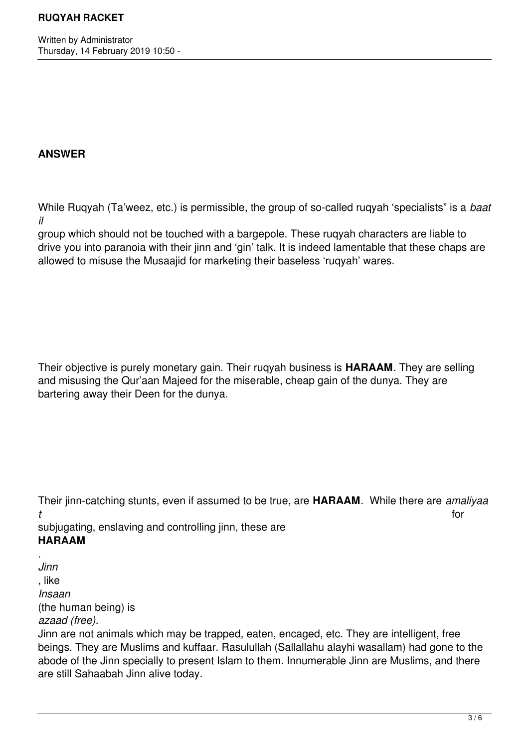## ANSWER

While Ruqyah (Ta'weez, etc.) is permissible, the group of so-called ruqyah 'specialists" is a *baatil* group which should not be touched with a bargepole. These ruqyah characters are liable to drive you into paranoia with their jinn and 'gin' talk. It is indeed lamentable that these chaps are allowed to misuse the Musaajid for marketing their baseless 'ruqyah' wares.

Their objective is purely monetary gain. Their ruqyah business is **HARAAM**. They are selling and misusing the Qur'aan Majeed for the miserable, cheap gain of the dunya. They are bartering away their Deen for the dunya.

Their jinn-catching stunts, even if assumed to be true, are **HARAAM**. While there are *amaliyaat* for subjugating, enslaving and controlling jinn, these are **HARAAM**. *Jinn*, like *Insaan* (the human being) is *azaad (free).* Jinn are not animals which may be trapped, eaten, encaged, etc. They are intelligent, free beings. They are Muslims and kuffaar. Rasulullah (Sallallahu alayhi wasallam) had gone to the abode of the Jinn specially to present Islam to them. Innumerable Jinn are Muslims, and there are still Sahaabah Jinn alive today.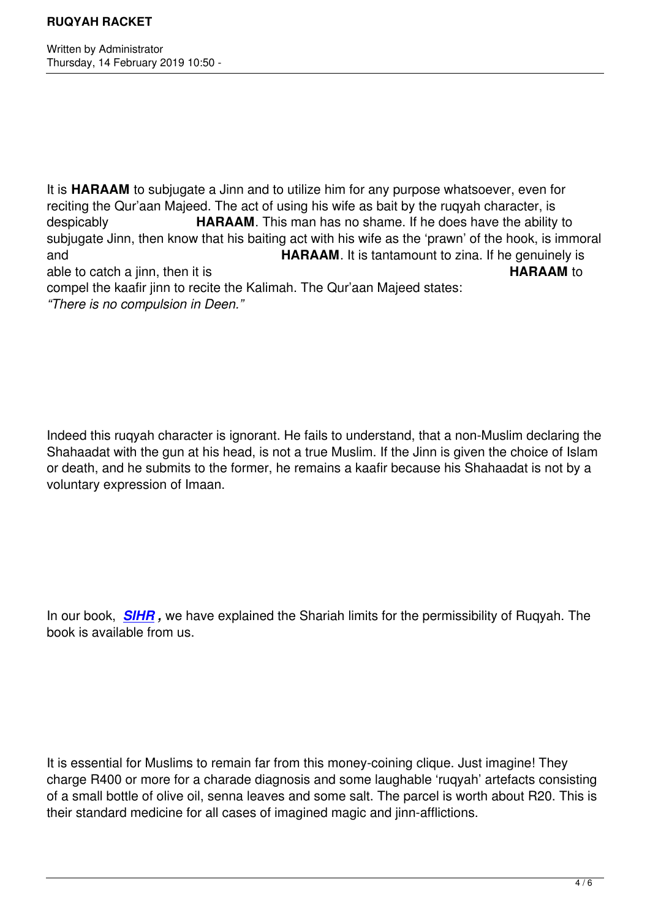It is **HARAAM** to subjugate a Jinn and to utilize him for any purpose whatsoever, even for reciting the Qur'aan Majeed. The act of using his wife as bait by the ruqyah character, is despicably **HARAAM**. This man has no shame. If he does have the ability to subjugate Jinn, then know that his baiting act with his wife as the 'prawn' of the hook, is immoral and **HARAAM**. It is tantamount to zina. If he genuinely is able to catch a jinn, then it is **HARAAM** to compel the kaafir jinn to recite the Kalimah. The Qur'aan Majeed states: *"There is no compulsion in Deen."*

Indeed this ruqyah character is ignorant. He fails to understand, that a non-Muslim declaring the Shahaadat with the gun at his head, is not a true Muslim. If the Jinn is given the choice of Islam or death, and he submits to the former, he remains a kaafir because his Shahaadat is not by a voluntary expression of Imaan.

In our book, ***SIHR*****,** we have explained the Shariah limits for the permissibility of Ruqyah. The book is available from us.

It is essential for Muslims to remain far from this money-coining clique. Just imagine! They charge R400 or more for a charade diagnosis and some laughable 'ruqyah' artefacts consisting of a small bottle of olive oil, senna leaves and some salt. The parcel is worth about R20. This is their standard medicine for all cases of imagined magic and jinn-afflictions.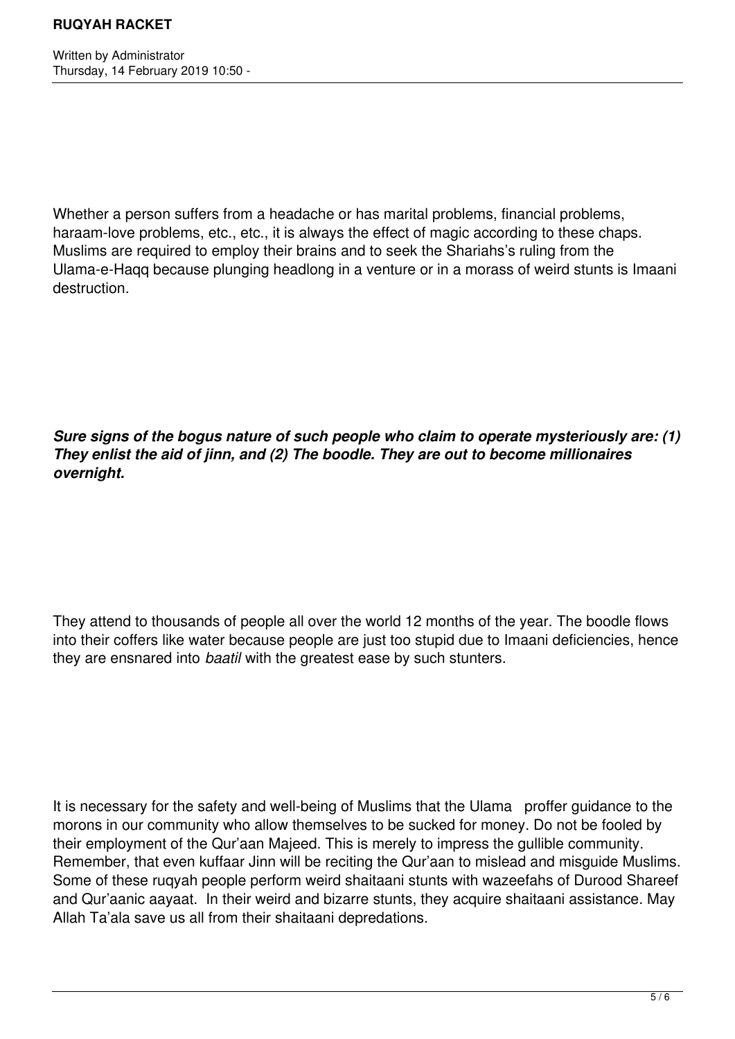Whether a person suffers from a headache or has marital problems, financial problems, haraam-love problems, etc., etc., it is always the effect of magic according to these chaps. Muslims are required to employ their brains and to seek the Shariahs's ruling from the Ulama-e-Haqq because plunging headlong in a venture or in a morass of weird stunts is Imaani destruction.

***Sure signs of the bogus nature of such people who claim to operate mysteriously are: (1) They enlist the aid of jinn, and (2) The boodle. They are out to become millionaires overnight.***

They attend to thousands of people all over the world 12 months of the year. The boodle flows into their coffers like water because people are just too stupid due to Imaani deficiencies, hence they are ensnared into *baatil* with the greatest ease by such stunters.

It is necessary for the safety and well-being of Muslims that the Ulama proffer guidance to the morons in our community who allow themselves to be sucked for money. Do not be fooled by their employment of the Qur'aan Majeed. This is merely to impress the gullible community. Remember, that even kuffaar Jinn will be reciting the Qur'aan to mislead and misguide Muslims. Some of these ruqyah people perform weird shaitaani stunts with wazeefahs of Durood Shareef and Qur'aanic aayaat. In their weird and bizarre stunts, they acquire shaitaani assistance. May Allah Ta'ala save us all from their shaitaani depredations.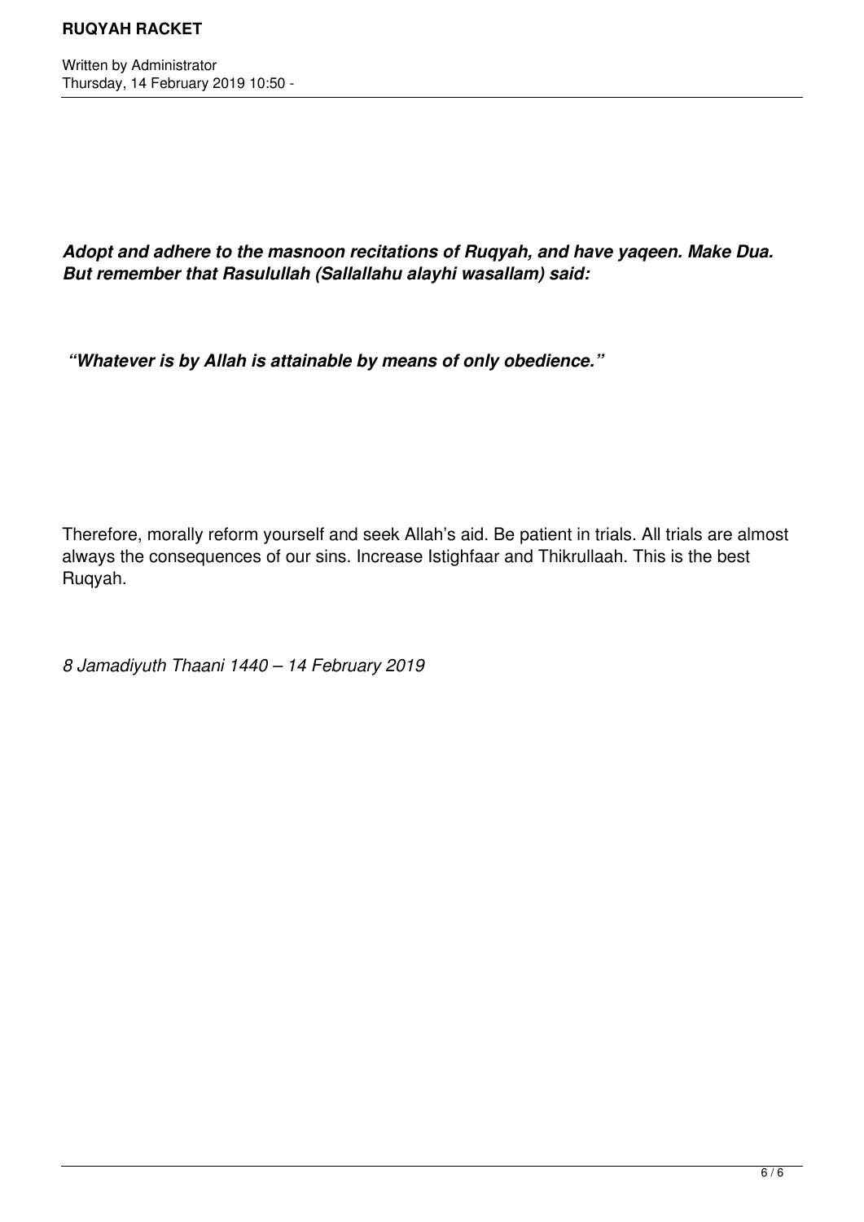***Adopt and adhere to the masnoon recitations of Ruqyah, and have yaqeen. Make Dua. But remember that Rasulullah (Sallallahu alayhi wasallam) said:***

***"Whatever is by Allah is attainable by means of only obedience."***

Therefore, morally reform yourself and seek Allah's aid. Be patient in trials. All trials are almost always the consequences of our sins. Increase Istighfaar and Thikrullaah. This is the best Ruqyah.

*8 Jamadiyuth Thaani 1440 – 14 February 2019*